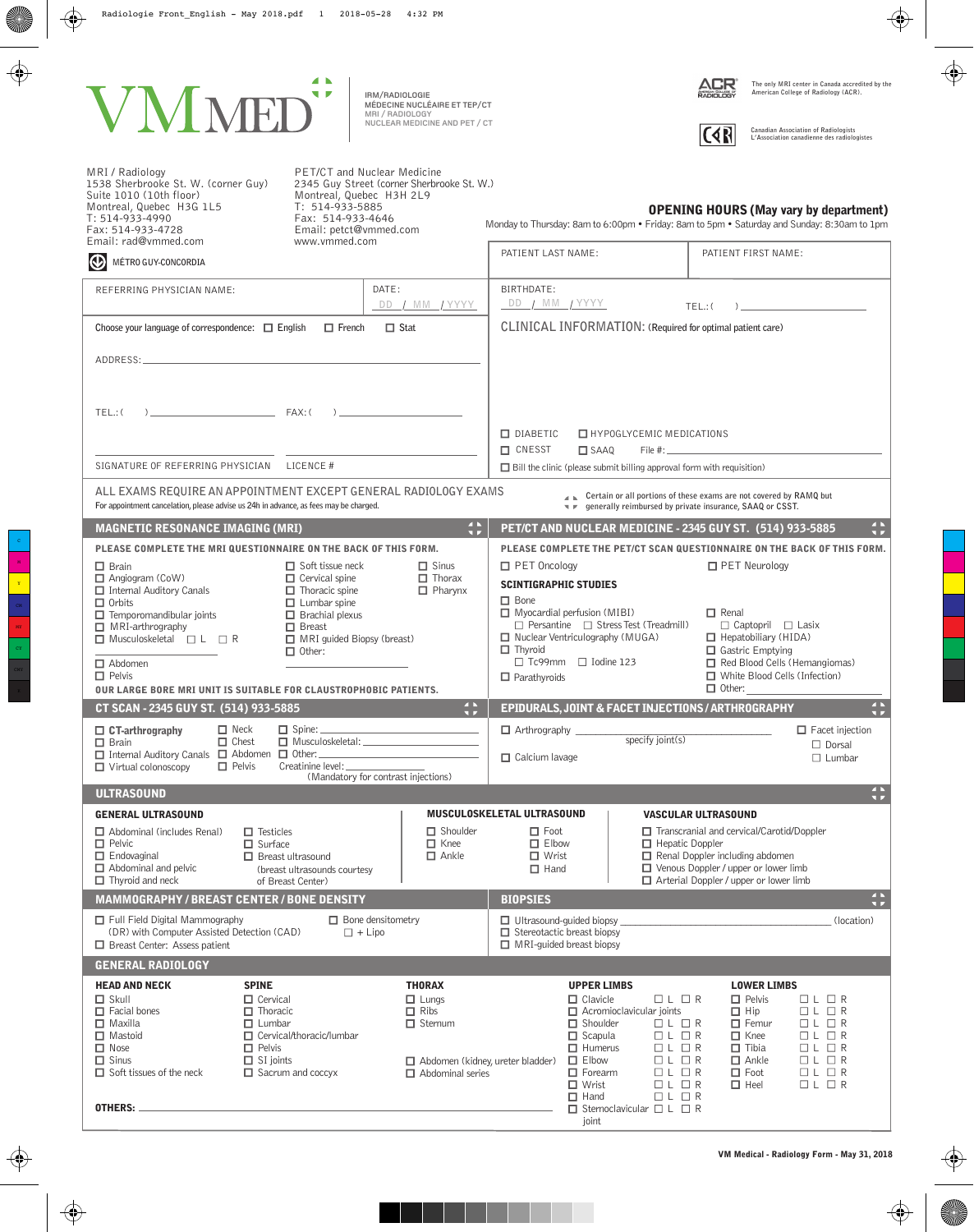# VMMED

IRM/RADIOLOGIE
MÉDECINE NUCLÉAIRE ET TEP/CT
MRI / RADIOLOGY
NUCLEAR MEDICINE AND PET / CT

The only MRI center in Canada accredited by the American College of Radiology (ACR).

Canadian Association of Radiologists
L'Association canadienne des radiologistes

**MRI / Radiology**
1538 Sherbrooke St. W. (corner Guy)
Suite 1010 (10th floor)
Montreal, Quebec H3G 1L5
T: 514-933-4990
Fax: 514-933-4728
Email: rad@vmmed.com

MÉTRO GUY-CONCORDIA

**PET/CT and Nuclear Medicine**
2345 Guy Street (corner Sherbrooke St. W.)
Montreal, Quebec H3H 2L9
T: 514-933-5885
Fax: 514-933-4646
Email: petct@vmmed.com
www.vmmed.com

**OPENING HOURS (May vary by department)**
Monday to Thursday: 8am to 6:00pm • Friday: 8am to 5pm • Saturday and Sunday: 8:30am to 1pm

PATIENT LAST NAME:

PATIENT FIRST NAME:

REFERRING PHYSICIAN NAME:

DATE: DD / MM / YYYY

BIRTHDATE: DD / MM / YYYY

TEL.: ( )

Choose your language of correspondence: ☐ English ☐ French ☐ Stat

ADDRESS:

TEL.: ( ) FAX: ( )

SIGNATURE OF REFERRING PHYSICIAN LICENCE #

CLINICAL INFORMATION: (Required for optimal patient care)

☐ DIABETIC ☐ HYPOGLYCEMIC MEDICATIONS
☐ CNESST ☐ SAAQ File #:
☐ Bill the clinic (please submit billing approval form with requisition)

ALL EXAMS REQUIRE AN APPOINTMENT EXCEPT GENERAL RADIOLOGY EXAMS
For appointment cancelation, please advise us 24h in advance, as fees may be charged.

Certain or all portions of these exams are not covered by RAMQ but generally reimbursed by private insurance, SAAQ or CSST.

## MAGNETIC RESONANCE IMAGING (MRI)

**PLEASE COMPLETE THE MRI QUESTIONNAIRE ON THE BACK OF THIS FORM.**

- ☐ Brain
- ☐ Angiogram (CoW)
- ☐ Internal Auditory Canals
- ☐ Orbits
- ☐ Temporomandibular joints
- ☐ MRI-arthrography
- ☐ Musculoskeletal ☐ L ☐ R
- ☐ Abdomen
- ☐ Pelvis
- ☐ Soft tissue neck
- ☐ Cervical spine
- ☐ Thoracic spine
- ☐ Lumbar spine
- ☐ Brachial plexus
- ☐ Breast
- ☐ MRI guided Biopsy (breast)
- ☐ Other:
- ☐ Sinus
- ☐ Thorax
- ☐ Pharynx

**OUR LARGE BORE MRI UNIT IS SUITABLE FOR CLAUSTROPHOBIC PATIENTS.**

## PET/CT AND NUCLEAR MEDICINE - 2345 GUY ST. (514) 933-5885

**PLEASE COMPLETE THE PET/CT SCAN QUESTIONNAIRE ON THE BACK OF THIS FORM.**

- ☐ PET Oncology
- ☐ PET Neurology

**SCINTIGRAPHIC STUDIES**

- ☐ Bone
- ☐ Myocardial perfusion (MIBI)
  - ☐ Persantine ☐ Stress Test (Treadmill)
- ☐ Nuclear Ventriculography (MUGA)
- ☐ Thyroid
  - ☐ Tc99mm ☐ Iodine 123
- ☐ Parathyroids
- ☐ Renal
  - ☐ Captopril ☐ Lasix
- ☐ Hepatobiliary (HIDA)
- ☐ Gastric Emptying
- ☐ Red Blood Cells (Hemangiomas)
- ☐ White Blood Cells (Infection)
- ☐ Other:

## CT SCAN - 2345 GUY ST. (514) 933-5885

- ☐ **CT-arthrography**
- ☐ Brain
- ☐ Internal Auditory Canals
- ☐ Virtual colonoscopy
- ☐ Neck
- ☐ Chest
- ☐ Abdomen
- ☐ Pelvis
- ☐ Spine:
- ☐ Musculoskeletal:
- ☐ Other:

Creatinine level:
(Mandatory for contrast injections)

## EPIDURALS, JOINT & FACET INJECTIONS / ARTHROGRAPHY

- ☐ Arthrography ______ specify joint(s)
- ☐ Calcium lavage
- ☐ Facet injection
  - ☐ Dorsal
  - ☐ Lumbar

## ULTRASOUND

**GENERAL ULTRASOUND**

- ☐ Abdominal (includes Renal)
- ☐ Pelvic
- ☐ Endovaginal
- ☐ Abdominal and pelvic
- ☐ Thyroid and neck
- ☐ Testicles
- ☐ Surface
- ☐ Breast ultrasound (breast ultrasounds courtesy of Breast Center)

**MUSCULOSKELETAL ULTRASOUND**

- ☐ Shoulder
- ☐ Knee
- ☐ Ankle
- ☐ Foot
- ☐ Elbow
- ☐ Wrist
- ☐ Hand

**VASCULAR ULTRASOUND**

- ☐ Transcranial and cervical/Carotid/Doppler
- ☐ Hepatic Doppler
- ☐ Renal Doppler including abdomen
- ☐ Venous Doppler / upper or lower limb
- ☐ Arterial Doppler / upper or lower limb

## MAMMOGRAPHY / BREAST CENTER / BONE DENSITY

- ☐ Full Field Digital Mammography (DR) with Computer Assisted Detection (CAD)
- ☐ Breast Center: Assess patient
- ☐ Bone densitometry
  - ☐ + Lipo

## BIOPSIES

- ☐ Ultrasound-guided biopsy ______ (location)
- ☐ Stereotactic breast biopsy
- ☐ MRI-guided breast biopsy

## GENERAL RADIOLOGY

**HEAD AND NECK**

- ☐ Skull
- ☐ Facial bones
- ☐ Maxilla
- ☐ Mastoid
- ☐ Nose
- ☐ Sinus
- ☐ Soft tissues of the neck

**SPINE**

- ☐ Cervical
- ☐ Thoracic
- ☐ Lumbar
- ☐ Cervical/thoracic/lumbar
- ☐ Pelvis
- ☐ SI joints
- ☐ Sacrum and coccyx

**THORAX**

- ☐ Lungs
- ☐ Ribs
- ☐ Sternum
- ☐ Abdomen (kidney, ureter bladder)
- ☐ Abdominal series

**UPPER LIMBS**

- ☐ Clavicle ☐ L ☐ R
- ☐ Acromioclavicular joints
- ☐ Shoulder ☐ L ☐ R
- ☐ Scapula ☐ L ☐ R
- ☐ Humerus ☐ L ☐ R
- ☐ Elbow ☐ L ☐ R
- ☐ Forearm ☐ L ☐ R
- ☐ Wrist ☐ L ☐ R
- ☐ Hand ☐ L ☐ R
- ☐ Sternoclavicular joint ☐ L ☐ R

**LOWER LIMBS**

- ☐ Pelvis ☐ L ☐ R
- ☐ Hip ☐ L ☐ R
- ☐ Femur ☐ L ☐ R
- ☐ Knee ☐ L ☐ R
- ☐ Tibia ☐ L ☐ R
- ☐ Ankle ☐ L ☐ R
- ☐ Foot ☐ L ☐ R
- ☐ Heel ☐ L ☐ R

**OTHERS:**

VM Medical - Radiology Form - May 31, 2018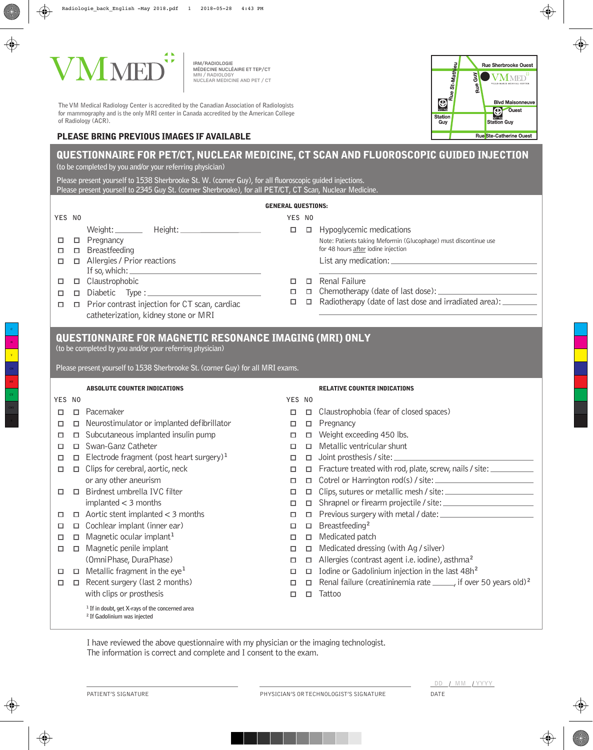VMMED

IRM/RADIOLOGIE
MÉDECINE NUCLÉAIRE ET TEP/CT
MRI / RADIOLOGY
NUCLEAR MEDICINE AND PET / CT

The VM Medical Radiology Center is accredited by the Canadian Association of Radiologists for mammography and is the only MRI center in Canada accredited by the American College of Radiology (ACR).

Rue Sherbrooke Ouest
Rue St-Mathieu
Rue Guy
Blvd Maisonneuve Ouest
Station Guy
Station Guy
Rue Ste-Catherine Ouest

**PLEASE BRING PREVIOUS IMAGES IF AVAILABLE**

## QUESTIONNAIRE FOR PET/CT, NUCLEAR MEDICINE, CT SCAN AND FLUOROSCOPIC GUIDED INJECTION

(to be completed by you and/or your referring physician)

Please present yourself to 1538 Sherbrooke St. W. (corner Guy), for all fluoroscopic guided injections.
Please present yourself to 2345 Guy St. (corner Sherbrooke), for all PET/CT, CT Scan, Nuclear Medicine.

**GENERAL QUESTIONS:**

| YES | NO | |
|---|---|---|
| | | Weight: _______ Height: _______ |
| ☐ | ☐ | Pregnancy |
| ☐ | ☐ | Breastfeeding |
| ☐ | ☐ | Allergies / Prior reactions<br>If so, which: _______ |
| ☐ | ☐ | Claustrophobic |
| ☐ | ☐ | Diabetic Type : _______ |
| ☐ | ☐ | Prior contrast injection for CT scan, cardiac catheterization, kidney stone or MRI |

| YES | NO | |
|---|---|---|
| ☐ | ☐ | Hypoglycemic medications<br>Note: Patients taking Meformin (Glucophage) must discontinue use for 48 hours after iodine injection<br>List any medication: _______ |
| ☐ | ☐ | Renal Failure |
| ☐ | ☐ | Chemotherapy (date of last dose): _______ |
| ☐ | ☐ | Radiotherapy (date of last dose and irradiated area): _______ |

## QUESTIONNAIRE FOR MAGNETIC RESONANCE IMAGING (MRI) ONLY

(to be completed by you and/or your referring physician)

Please present yourself to 1538 Sherbrooke St. (corner Guy) for all MRI exams.

**ABSOLUTE COUNTER INDICATIONS**

| YES | NO | |
|---|---|---|
| ☐ | ☐ | Pacemaker |
| ☐ | ☐ | Neurostimulator or implanted defibrillator |
| ☐ | ☐ | Subcutaneous implanted insulin pump |
| ☐ | ☐ | Swan-Ganz Catheter |
| ☐ | ☐ | Electrode fragment (post heart surgery)[1] |
| ☐ | ☐ | Clips for cerebral, aortic, neck or any other aneurism |
| ☐ | ☐ | Birdnest umbrella IVC filter implanted < 3 months |
| ☐ | ☐ | Aortic stent implanted < 3 months |
| ☐ | ☐ | Cochlear implant (inner ear) |
| ☐ | ☐ | Magnetic ocular implant[1] |
| ☐ | ☐ | Magnetic penile implant (OmniPhase, DuraPhase) |
| ☐ | ☐ | Metallic fragment in the eye[1] |
| ☐ | ☐ | Recent surgery (last 2 months) with clips or prosthesis |

**RELATIVE COUNTER INDICATIONS**

| YES | NO | |
|---|---|---|
| ☐ | ☐ | Claustrophobia (fear of closed spaces) |
| ☐ | ☐ | Pregnancy |
| ☐ | ☐ | Weight exceeding 450 lbs. |
| ☐ | ☐ | Metallic ventricular shunt |
| ☐ | ☐ | Joint prosthesis / site: _______ |
| ☐ | ☐ | Fracture treated with rod, plate, screw, nails / site: _______ |
| ☐ | ☐ | Cotrel or Harrington rod(s) / site: _______ |
| ☐ | ☐ | Clips, sutures or metallic mesh / site: _______ |
| ☐ | ☐ | Shrapnel or firearm projectile / site: _______ |
| ☐ | ☐ | Previous surgery with metal / date: _______ |
| ☐ | ☐ | Breastfeeding[2] |
| ☐ | ☐ | Medicated patch |
| ☐ | ☐ | Medicated dressing (with Ag / silver) |
| ☐ | ☐ | Allergies (contrast agent i.e. iodine), asthma[2] |
| ☐ | ☐ | Iodine or Gadolinium injection in the last 48h[2] |
| ☐ | ☐ | Renal failure (creatininemia rate _____, if over 50 years old)[2] |
| ☐ | ☐ | Tattoo |

[1] If in doubt, get X-rays of the concerned area
[2] If Gadolinium was injected

I have reviewed the above questionnaire with my physician or the imaging technologist.
The information is correct and complete and I consent to the exam.

_______________________ PATIENT'S SIGNATURE

_______________________ PHYSICIAN'S OR TECHNOLOGIST'S SIGNATURE

DD / MM / YYYY
DATE